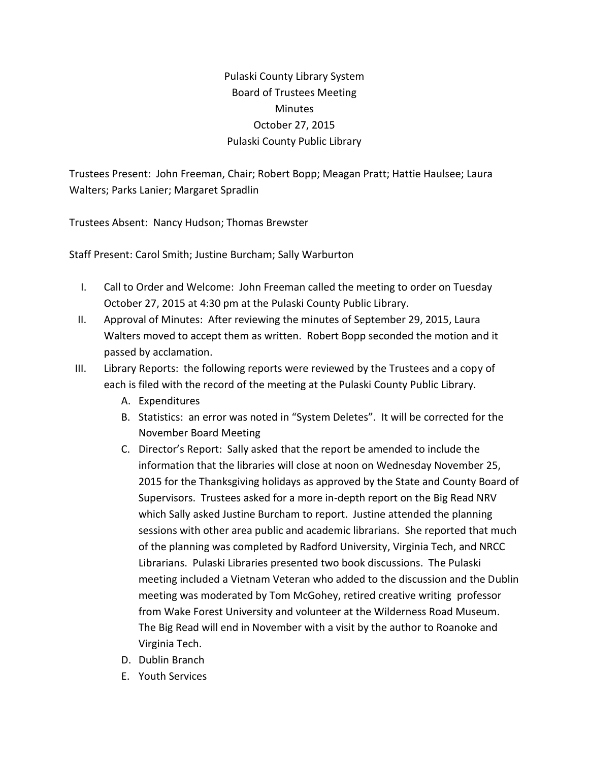Pulaski County Library System
Board of Trustees Meeting
Minutes
October 27, 2015
Pulaski County Public Library

Trustees Present: John Freeman, Chair; Robert Bopp; Meagan Pratt; Hattie Haulsee; Laura Walters; Parks Lanier; Margaret Spradlin

Trustees Absent: Nancy Hudson; Thomas Brewster

Staff Present: Carol Smith; Justine Burcham; Sally Warburton

I. Call to Order and Welcome: John Freeman called the meeting to order on Tuesday October 27, 2015 at 4:30 pm at the Pulaski County Public Library.

II. Approval of Minutes: After reviewing the minutes of September 29, 2015, Laura Walters moved to accept them as written. Robert Bopp seconded the motion and it passed by acclamation.

III. Library Reports: the following reports were reviewed by the Trustees and a copy of each is filed with the record of the meeting at the Pulaski County Public Library.

   A. Expenditures
   B. Statistics: an error was noted in "System Deletes". It will be corrected for the November Board Meeting
   C. Director's Report: Sally asked that the report be amended to include the information that the libraries will close at noon on Wednesday November 25, 2015 for the Thanksgiving holidays as approved by the State and County Board of Supervisors. Trustees asked for a more in-depth report on the Big Read NRV which Sally asked Justine Burcham to report. Justine attended the planning sessions with other area public and academic librarians. She reported that much of the planning was completed by Radford University, Virginia Tech, and NRCC Librarians. Pulaski Libraries presented two book discussions. The Pulaski meeting included a Vietnam Veteran who added to the discussion and the Dublin meeting was moderated by Tom McGohey, retired creative writing professor from Wake Forest University and volunteer at the Wilderness Road Museum. The Big Read will end in November with a visit by the author to Roanoke and Virginia Tech.
   D. Dublin Branch
   E. Youth Services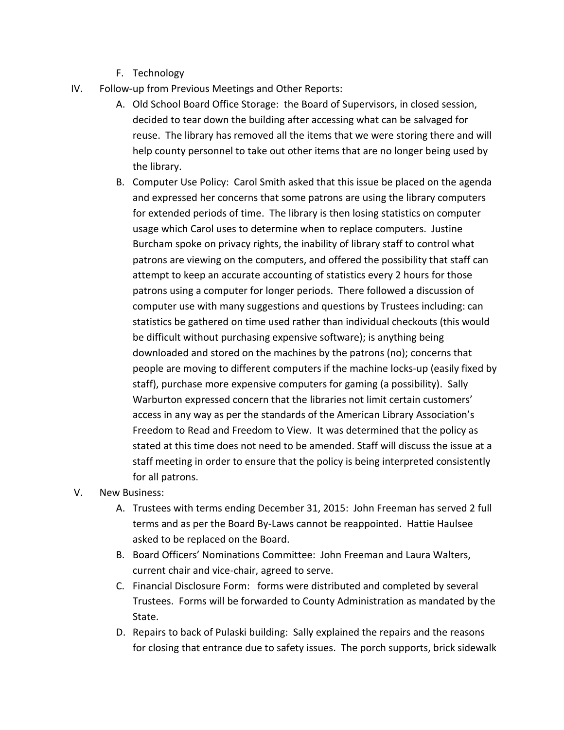F. Technology

IV. Follow-up from Previous Meetings and Other Reports:

   A. Old School Board Office Storage: the Board of Supervisors, in closed session, decided to tear down the building after accessing what can be salvaged for reuse. The library has removed all the items that we were storing there and will help county personnel to take out other items that are no longer being used by the library.

   B. Computer Use Policy: Carol Smith asked that this issue be placed on the agenda and expressed her concerns that some patrons are using the library computers for extended periods of time. The library is then losing statistics on computer usage which Carol uses to determine when to replace computers. Justine Burcham spoke on privacy rights, the inability of library staff to control what patrons are viewing on the computers, and offered the possibility that staff can attempt to keep an accurate accounting of statistics every 2 hours for those patrons using a computer for longer periods. There followed a discussion of computer use with many suggestions and questions by Trustees including: can statistics be gathered on time used rather than individual checkouts (this would be difficult without purchasing expensive software); is anything being downloaded and stored on the machines by the patrons (no); concerns that people are moving to different computers if the machine locks-up (easily fixed by staff), purchase more expensive computers for gaming (a possibility). Sally Warburton expressed concern that the libraries not limit certain customers' access in any way as per the standards of the American Library Association's Freedom to Read and Freedom to View. It was determined that the policy as stated at this time does not need to be amended. Staff will discuss the issue at a staff meeting in order to ensure that the policy is being interpreted consistently for all patrons.

V. New Business:

   A. Trustees with terms ending December 31, 2015: John Freeman has served 2 full terms and as per the Board By-Laws cannot be reappointed. Hattie Haulsee asked to be replaced on the Board.

   B. Board Officers' Nominations Committee: John Freeman and Laura Walters, current chair and vice-chair, agreed to serve.

   C. Financial Disclosure Form: forms were distributed and completed by several Trustees. Forms will be forwarded to County Administration as mandated by the State.

   D. Repairs to back of Pulaski building: Sally explained the repairs and the reasons for closing that entrance due to safety issues. The porch supports, brick sidewalk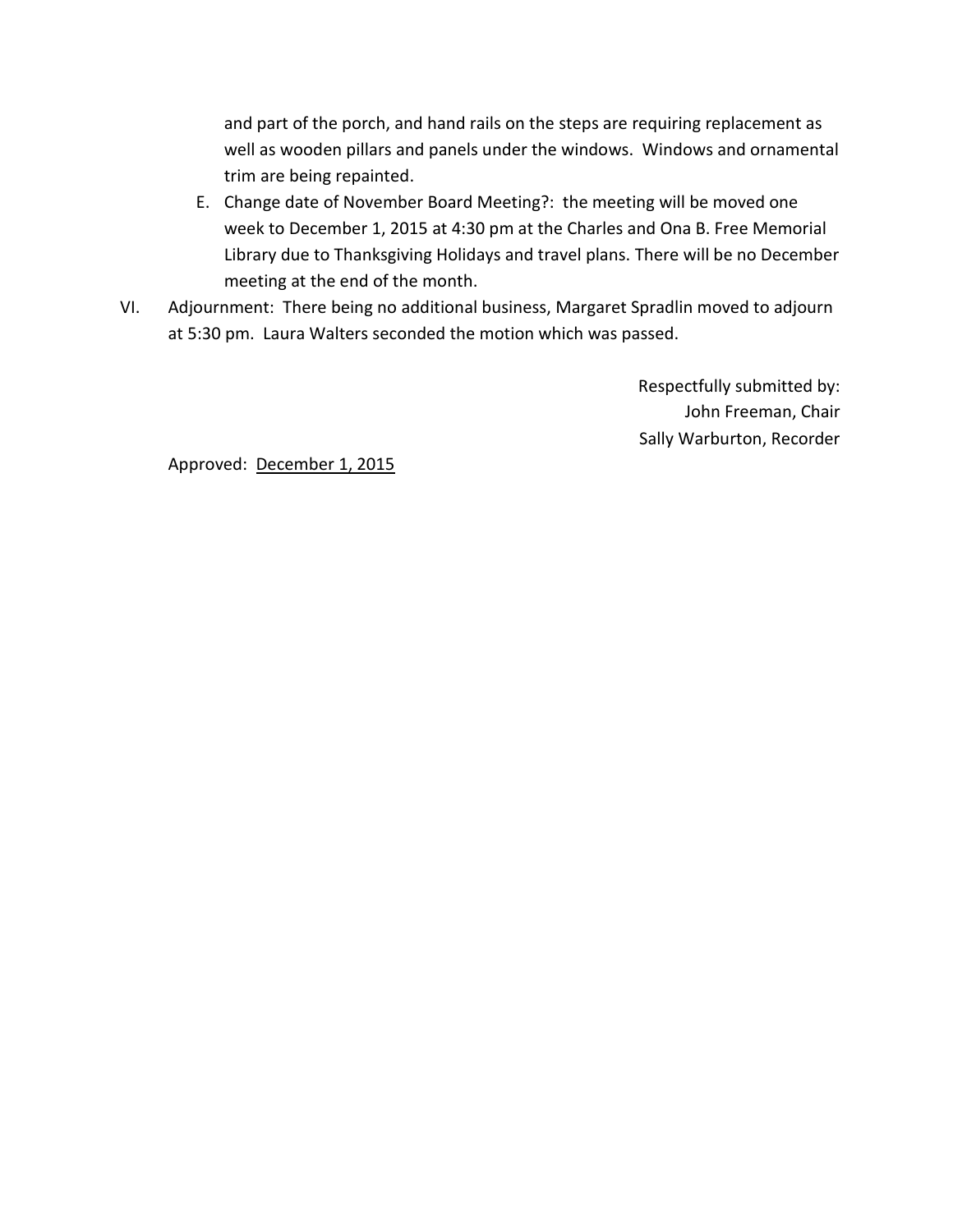and part of the porch, and hand rails on the steps are requiring replacement as well as wooden pillars and panels under the windows. Windows and ornamental trim are being repainted.

E. Change date of November Board Meeting?: the meeting will be moved one week to December 1, 2015 at 4:30 pm at the Charles and Ona B. Free Memorial Library due to Thanksgiving Holidays and travel plans. There will be no December meeting at the end of the month.

VI. Adjournment: There being no additional business, Margaret Spradlin moved to adjourn at 5:30 pm. Laura Walters seconded the motion which was passed.

Respectfully submitted by:
John Freeman, Chair
Sally Warburton, Recorder

Approved: <u>December 1, 2015</u>